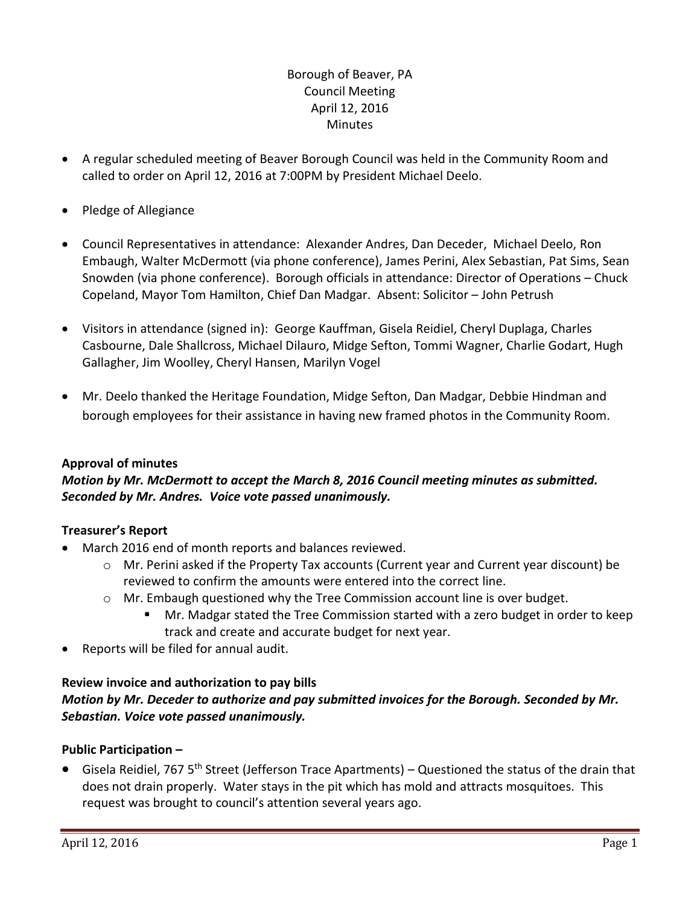Borough of Beaver, PA
Council Meeting
April 12, 2016
Minutes

- A regular scheduled meeting of Beaver Borough Council was held in the Community Room and called to order on April 12, 2016 at 7:00PM by President Michael Deelo.
- Pledge of Allegiance
- Council Representatives in attendance: Alexander Andres, Dan Deceder, Michael Deelo, Ron Embaugh, Walter McDermott (via phone conference), James Perini, Alex Sebastian, Pat Sims, Sean Snowden (via phone conference). Borough officials in attendance: Director of Operations – Chuck Copeland, Mayor Tom Hamilton, Chief Dan Madgar. Absent: Solicitor – John Petrush
- Visitors in attendance (signed in): George Kauffman, Gisela Reidiel, Cheryl Duplaga, Charles Casbourne, Dale Shallcross, Michael Dilauro, Midge Sefton, Tommi Wagner, Charlie Godart, Hugh Gallagher, Jim Woolley, Cheryl Hansen, Marilyn Vogel
- Mr. Deelo thanked the Heritage Foundation, Midge Sefton, Dan Madgar, Debbie Hindman and borough employees for their assistance in having new framed photos in the Community Room.

**Approval of minutes**

***Motion by Mr. McDermott to accept the March 8, 2016 Council meeting minutes as submitted. Seconded by Mr. Andres. Voice vote passed unanimously.***

**Treasurer's Report**

- March 2016 end of month reports and balances reviewed.
  - Mr. Perini asked if the Property Tax accounts (Current year and Current year discount) be reviewed to confirm the amounts were entered into the correct line.
  - Mr. Embaugh questioned why the Tree Commission account line is over budget.
    - Mr. Madgar stated the Tree Commission started with a zero budget in order to keep track and create and accurate budget for next year.
- Reports will be filed for annual audit.

**Review invoice and authorization to pay bills**

***Motion by Mr. Deceder to authorize and pay submitted invoices for the Borough. Seconded by Mr. Sebastian. Voice vote passed unanimously.***

**Public Participation –**

- Gisela Reidiel, 767 5th Street (Jefferson Trace Apartments) – Questioned the status of the drain that does not drain properly. Water stays in the pit which has mold and attracts mosquitoes. This request was brought to council's attention several years ago.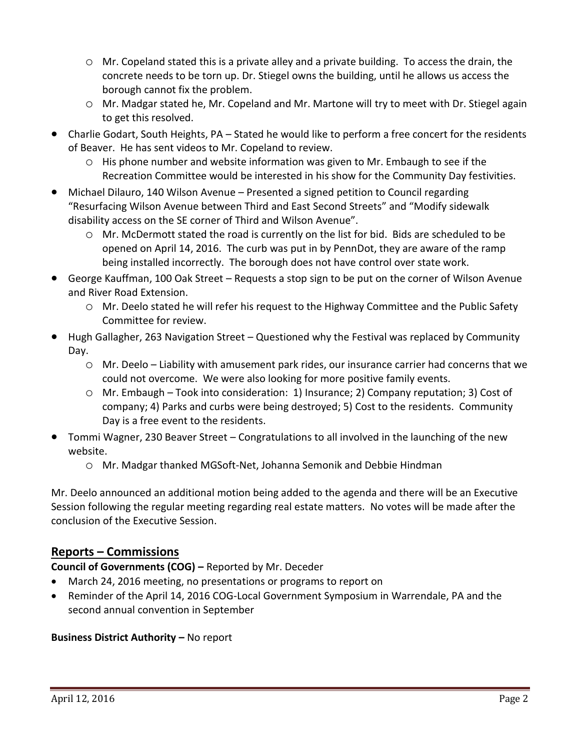- Mr. Copeland stated this is a private alley and a private building. To access the drain, the concrete needs to be torn up. Dr. Stiegel owns the building, until he allows us access the borough cannot fix the problem.
  - Mr. Madgar stated he, Mr. Copeland and Mr. Martone will try to meet with Dr. Stiegel again to get this resolved.
- Charlie Godart, South Heights, PA – Stated he would like to perform a free concert for the residents of Beaver. He has sent videos to Mr. Copeland to review.
  - His phone number and website information was given to Mr. Embaugh to see if the Recreation Committee would be interested in his show for the Community Day festivities.
- Michael Dilauro, 140 Wilson Avenue – Presented a signed petition to Council regarding "Resurfacing Wilson Avenue between Third and East Second Streets" and "Modify sidewalk disability access on the SE corner of Third and Wilson Avenue".
  - Mr. McDermott stated the road is currently on the list for bid. Bids are scheduled to be opened on April 14, 2016. The curb was put in by PennDot, they are aware of the ramp being installed incorrectly. The borough does not have control over state work.
- George Kauffman, 100 Oak Street – Requests a stop sign to be put on the corner of Wilson Avenue and River Road Extension.
  - Mr. Deelo stated he will refer his request to the Highway Committee and the Public Safety Committee for review.
- Hugh Gallagher, 263 Navigation Street – Questioned why the Festival was replaced by Community Day.
  - Mr. Deelo – Liability with amusement park rides, our insurance carrier had concerns that we could not overcome. We were also looking for more positive family events.
  - Mr. Embaugh – Took into consideration: 1) Insurance; 2) Company reputation; 3) Cost of company; 4) Parks and curbs were being destroyed; 5) Cost to the residents. Community Day is a free event to the residents.
- Tommi Wagner, 230 Beaver Street – Congratulations to all involved in the launching of the new website.
  - Mr. Madgar thanked MGSoft-Net, Johanna Semonik and Debbie Hindman

Mr. Deelo announced an additional motion being added to the agenda and there will be an Executive Session following the regular meeting regarding real estate matters. No votes will be made after the conclusion of the Executive Session.

## Reports – Commissions

**Council of Governments (COG) –** Reported by Mr. Deceder

- March 24, 2016 meeting, no presentations or programs to report on
- Reminder of the April 14, 2016 COG-Local Government Symposium in Warrendale, PA and the second annual convention in September

**Business District Authority –** No report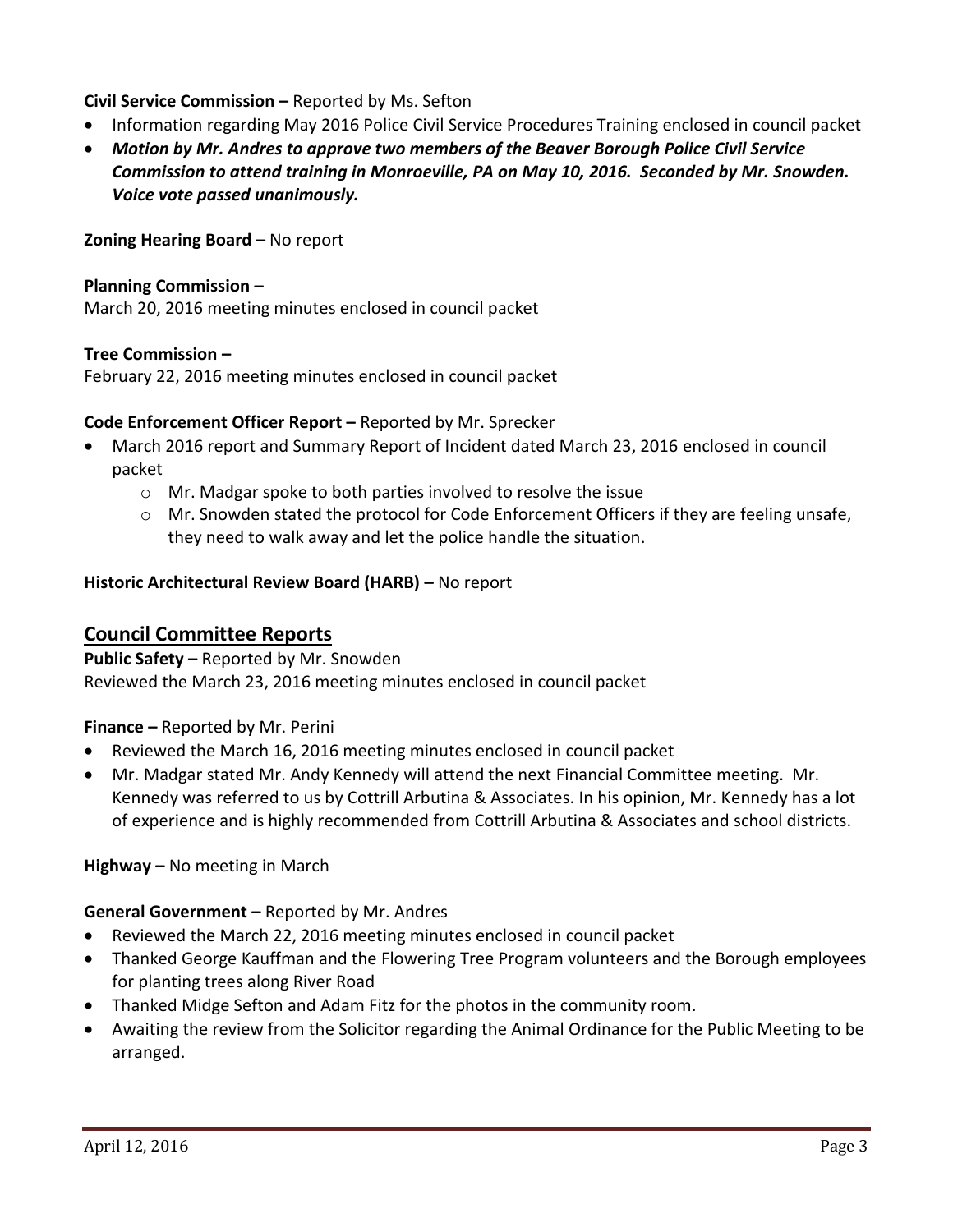**Civil Service Commission –** Reported by Ms. Sefton

- Information regarding May 2016 Police Civil Service Procedures Training enclosed in council packet
- ***Motion by Mr. Andres to approve two members of the Beaver Borough Police Civil Service Commission to attend training in Monroeville, PA on May 10, 2016. Seconded by Mr. Snowden. Voice vote passed unanimously.***

**Zoning Hearing Board –** No report

**Planning Commission –**
March 20, 2016 meeting minutes enclosed in council packet

**Tree Commission –**
February 22, 2016 meeting minutes enclosed in council packet

**Code Enforcement Officer Report –** Reported by Mr. Sprecker

- March 2016 report and Summary Report of Incident dated March 23, 2016 enclosed in council packet
    - Mr. Madgar spoke to both parties involved to resolve the issue
    - Mr. Snowden stated the protocol for Code Enforcement Officers if they are feeling unsafe, they need to walk away and let the police handle the situation.

**Historic Architectural Review Board (HARB) –** No report

## Council Committee Reports

**Public Safety –** Reported by Mr. Snowden
Reviewed the March 23, 2016 meeting minutes enclosed in council packet

**Finance –** Reported by Mr. Perini

- Reviewed the March 16, 2016 meeting minutes enclosed in council packet
- Mr. Madgar stated Mr. Andy Kennedy will attend the next Financial Committee meeting. Mr. Kennedy was referred to us by Cottrill Arbutina & Associates. In his opinion, Mr. Kennedy has a lot of experience and is highly recommended from Cottrill Arbutina & Associates and school districts.

**Highway –** No meeting in March

**General Government –** Reported by Mr. Andres

- Reviewed the March 22, 2016 meeting minutes enclosed in council packet
- Thanked George Kauffman and the Flowering Tree Program volunteers and the Borough employees for planting trees along River Road
- Thanked Midge Sefton and Adam Fitz for the photos in the community room.
- Awaiting the review from the Solicitor regarding the Animal Ordinance for the Public Meeting to be arranged.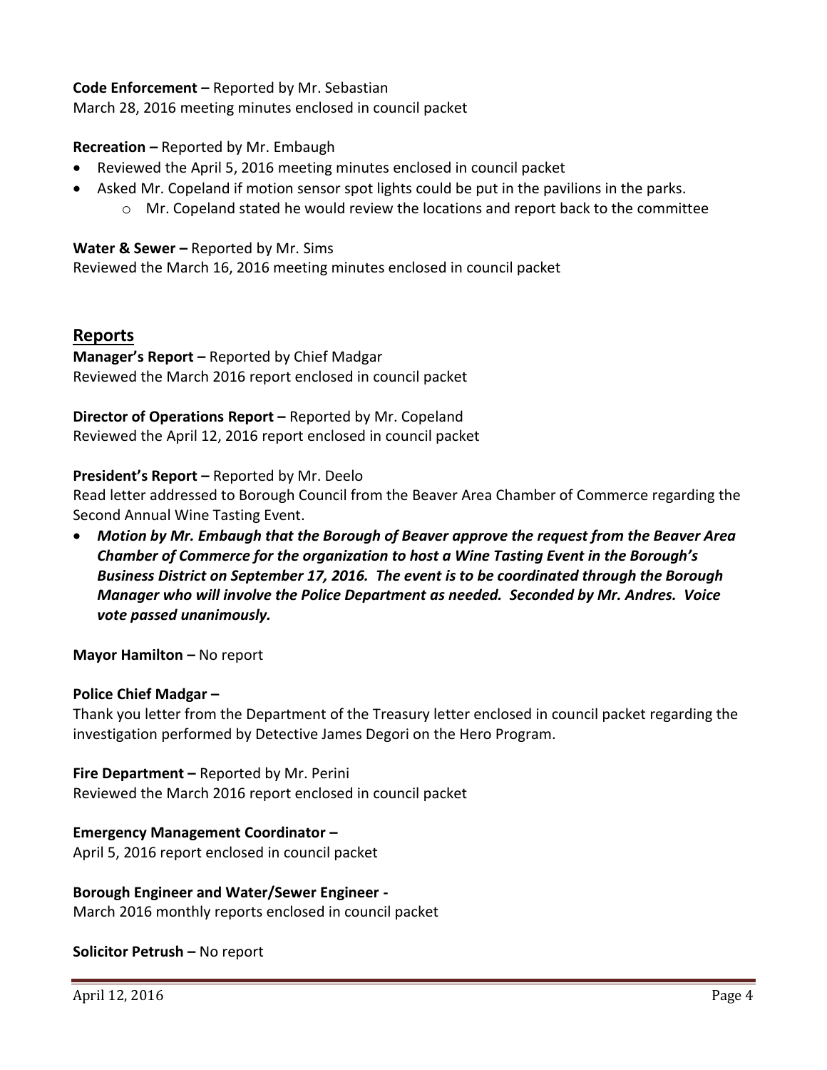**Code Enforcement –** Reported by Mr. Sebastian
March 28, 2016 meeting minutes enclosed in council packet

**Recreation –** Reported by Mr. Embaugh

- Reviewed the April 5, 2016 meeting minutes enclosed in council packet
- Asked Mr. Copeland if motion sensor spot lights could be put in the pavilions in the parks.
  - Mr. Copeland stated he would review the locations and report back to the committee

**Water & Sewer –** Reported by Mr. Sims
Reviewed the March 16, 2016 meeting minutes enclosed in council packet

## Reports

**Manager's Report –** Reported by Chief Madgar
Reviewed the March 2016 report enclosed in council packet

**Director of Operations Report –** Reported by Mr. Copeland
Reviewed the April 12, 2016 report enclosed in council packet

**President's Report –** Reported by Mr. Deelo
Read letter addressed to Borough Council from the Beaver Area Chamber of Commerce regarding the Second Annual Wine Tasting Event.

- ***Motion by Mr. Embaugh that the Borough of Beaver approve the request from the Beaver Area Chamber of Commerce for the organization to host a Wine Tasting Event in the Borough's Business District on September 17, 2016. The event is to be coordinated through the Borough Manager who will involve the Police Department as needed. Seconded by Mr. Andres. Voice vote passed unanimously.***

**Mayor Hamilton –** No report

**Police Chief Madgar –**
Thank you letter from the Department of the Treasury letter enclosed in council packet regarding the investigation performed by Detective James Degori on the Hero Program.

**Fire Department –** Reported by Mr. Perini
Reviewed the March 2016 report enclosed in council packet

**Emergency Management Coordinator –**
April 5, 2016 report enclosed in council packet

**Borough Engineer and Water/Sewer Engineer -**
March 2016 monthly reports enclosed in council packet

**Solicitor Petrush –** No report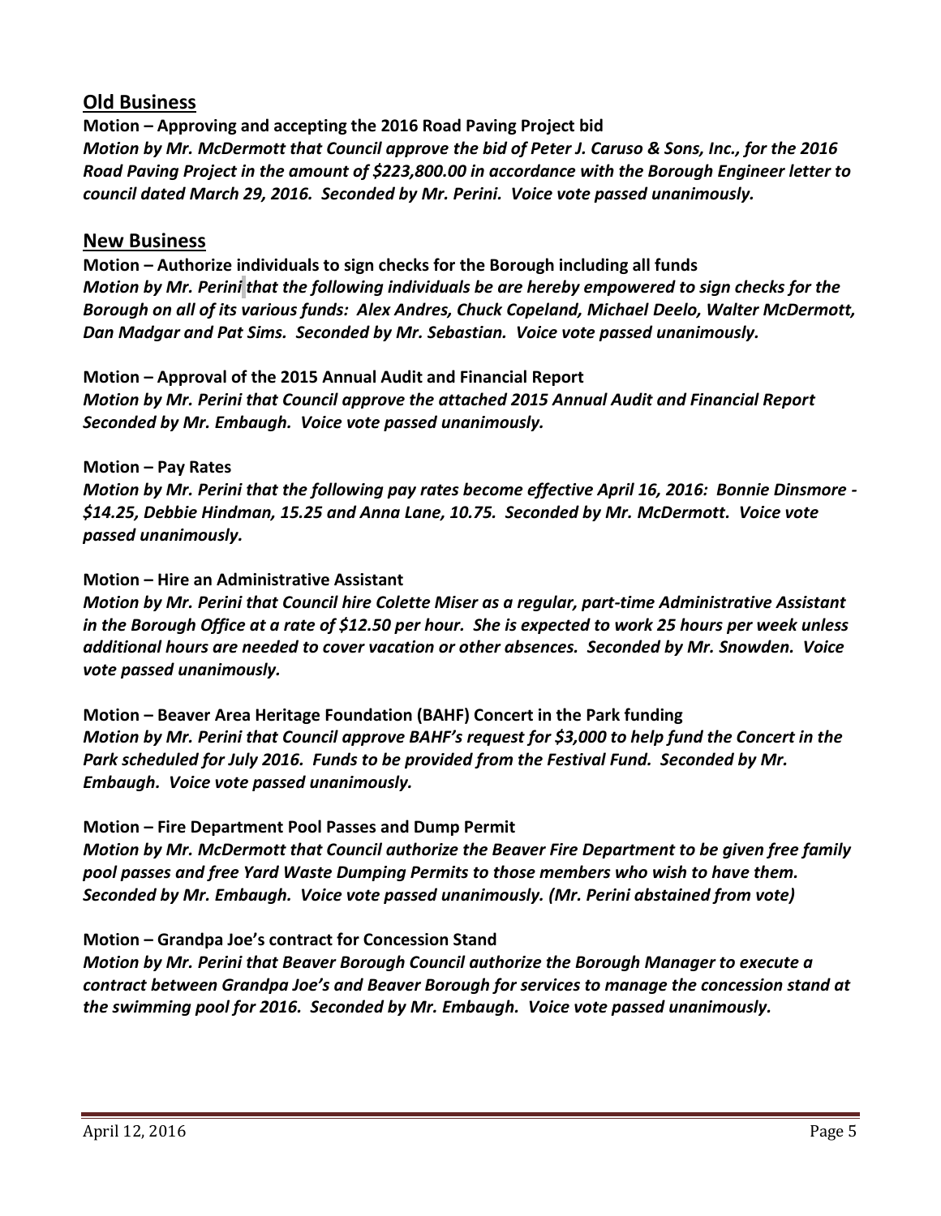## Old Business

**Motion – Approving and accepting the 2016 Road Paving Project bid**

***Motion by Mr. McDermott that Council approve the bid of Peter J. Caruso & Sons, Inc., for the 2016 Road Paving Project in the amount of $223,800.00 in accordance with the Borough Engineer letter to council dated March 29, 2016. Seconded by Mr. Perini. Voice vote passed unanimously.***

## New Business

**Motion – Authorize individuals to sign checks for the Borough including all funds**

***Motion by Mr. Perini that the following individuals be are hereby empowered to sign checks for the Borough on all of its various funds: Alex Andres, Chuck Copeland, Michael Deelo, Walter McDermott, Dan Madgar and Pat Sims. Seconded by Mr. Sebastian. Voice vote passed unanimously.***

**Motion – Approval of the 2015 Annual Audit and Financial Report**

***Motion by Mr. Perini that Council approve the attached 2015 Annual Audit and Financial Report Seconded by Mr. Embaugh. Voice vote passed unanimously.***

**Motion – Pay Rates**

***Motion by Mr. Perini that the following pay rates become effective April 16, 2016: Bonnie Dinsmore - $14.25, Debbie Hindman, 15.25 and Anna Lane, 10.75. Seconded by Mr. McDermott. Voice vote passed unanimously.***

**Motion – Hire an Administrative Assistant**

***Motion by Mr. Perini that Council hire Colette Miser as a regular, part-time Administrative Assistant in the Borough Office at a rate of $12.50 per hour. She is expected to work 25 hours per week unless additional hours are needed to cover vacation or other absences. Seconded by Mr. Snowden. Voice vote passed unanimously.***

**Motion – Beaver Area Heritage Foundation (BAHF) Concert in the Park funding**

***Motion by Mr. Perini that Council approve BAHF's request for $3,000 to help fund the Concert in the Park scheduled for July 2016. Funds to be provided from the Festival Fund. Seconded by Mr. Embaugh. Voice vote passed unanimously.***

**Motion – Fire Department Pool Passes and Dump Permit**

***Motion by Mr. McDermott that Council authorize the Beaver Fire Department to be given free family pool passes and free Yard Waste Dumping Permits to those members who wish to have them. Seconded by Mr. Embaugh. Voice vote passed unanimously. (Mr. Perini abstained from vote)***

**Motion – Grandpa Joe's contract for Concession Stand**

***Motion by Mr. Perini that Beaver Borough Council authorize the Borough Manager to execute a contract between Grandpa Joe's and Beaver Borough for services to manage the concession stand at the swimming pool for 2016. Seconded by Mr. Embaugh. Voice vote passed unanimously.***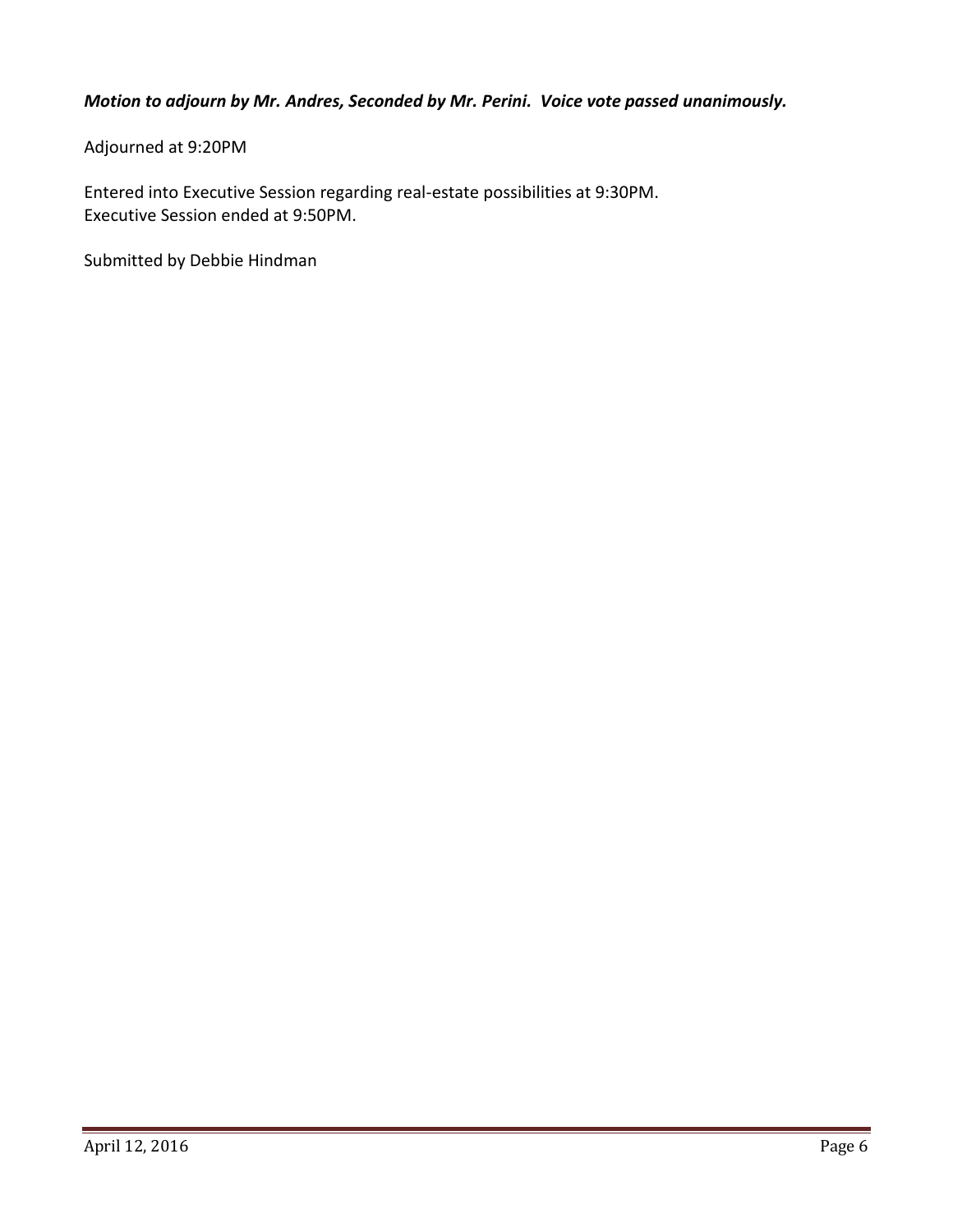***Motion to adjourn by Mr. Andres, Seconded by Mr. Perini. Voice vote passed unanimously.***

Adjourned at 9:20PM

Entered into Executive Session regarding real-estate possibilities at 9:30PM.
Executive Session ended at 9:50PM.

Submitted by Debbie Hindman